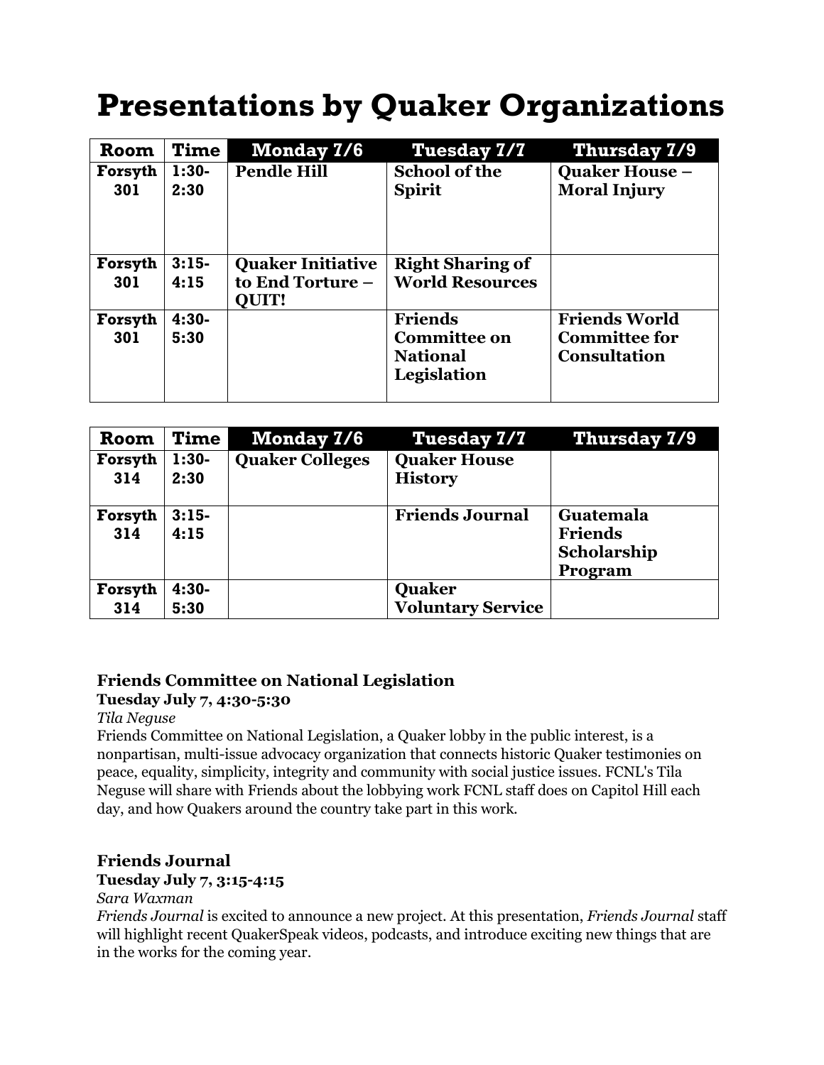# Presentations by Quaker Organizations

| Room | Time | Monday 7/6 | Tuesday 7/7 | Thursday 7/9 |
|---|---|---|---|---|
| Forsyth 301 | 1:30-2:30 | Pendle Hill | School of the Spirit | Quaker House – Moral Injury |
| Forsyth 301 | 3:15-4:15 | Quaker Initiative to End Torture – QUIT! | Right Sharing of World Resources | |
| Forsyth 301 | 4:30-5:30 | | Friends Committee on National Legislation | Friends World Committee for Consultation |

| Room | Time | Monday 7/6 | Tuesday 7/7 | Thursday 7/9 |
|---|---|---|---|---|
| Forsyth 314 | 1:30-2:30 | Quaker Colleges | Quaker House History | |
| Forsyth 314 | 3:15-4:15 | | Friends Journal | Guatemala Friends Scholarship Program |
| Forsyth 314 | 4:30-5:30 | | Quaker Voluntary Service | |

### Friends Committee on National Legislation

**Tuesday July 7, 4:30-5:30**

*Tila Neguse*

Friends Committee on National Legislation, a Quaker lobby in the public interest, is a nonpartisan, multi-issue advocacy organization that connects historic Quaker testimonies on peace, equality, simplicity, integrity and community with social justice issues. FCNL's Tila Neguse will share with Friends about the lobbying work FCNL staff does on Capitol Hill each day, and how Quakers around the country take part in this work.

### Friends Journal

**Tuesday July 7, 3:15-4:15**

*Sara Waxman*

*Friends Journal* is excited to announce a new project. At this presentation, *Friends Journal* staff will highlight recent QuakerSpeak videos, podcasts, and introduce exciting new things that are in the works for the coming year.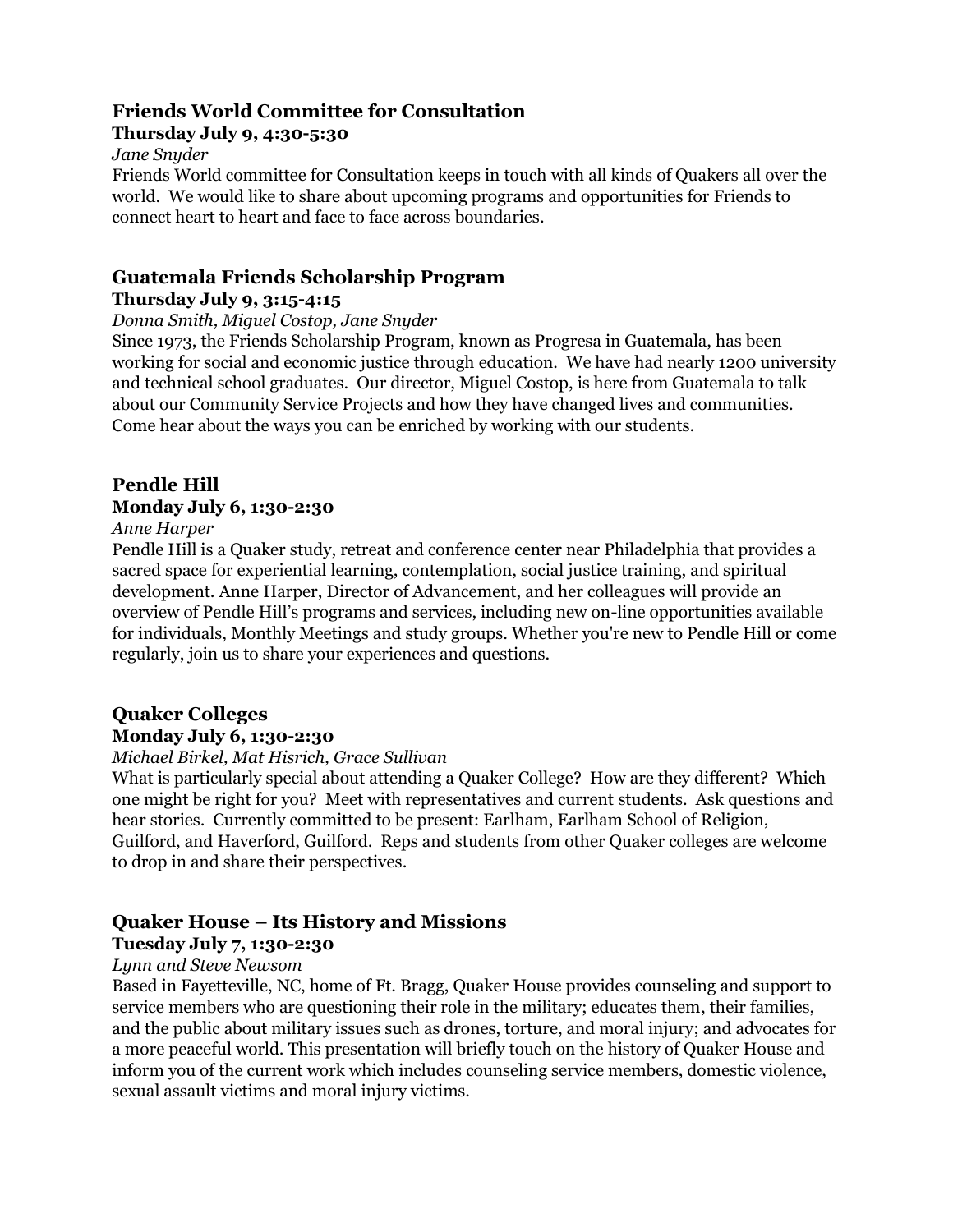## Friends World Committee for Consultation

**Thursday July 9, 4:30-5:30**

*Jane Snyder*

Friends World committee for Consultation keeps in touch with all kinds of Quakers all over the world. We would like to share about upcoming programs and opportunities for Friends to connect heart to heart and face to face across boundaries.

## Guatemala Friends Scholarship Program

**Thursday July 9, 3:15-4:15**

*Donna Smith, Miguel Costop, Jane Snyder*

Since 1973, the Friends Scholarship Program, known as Progresa in Guatemala, has been working for social and economic justice through education. We have had nearly 1200 university and technical school graduates. Our director, Miguel Costop, is here from Guatemala to talk about our Community Service Projects and how they have changed lives and communities. Come hear about the ways you can be enriched by working with our students.

## Pendle Hill

**Monday July 6, 1:30-2:30**

*Anne Harper*

Pendle Hill is a Quaker study, retreat and conference center near Philadelphia that provides a sacred space for experiential learning, contemplation, social justice training, and spiritual development. Anne Harper, Director of Advancement, and her colleagues will provide an overview of Pendle Hill's programs and services, including new on-line opportunities available for individuals, Monthly Meetings and study groups. Whether you're new to Pendle Hill or come regularly, join us to share your experiences and questions.

## Quaker Colleges

**Monday July 6, 1:30-2:30**

*Michael Birkel, Mat Hisrich, Grace Sullivan*

What is particularly special about attending a Quaker College? How are they different? Which one might be right for you? Meet with representatives and current students. Ask questions and hear stories. Currently committed to be present: Earlham, Earlham School of Religion, Guilford, and Haverford, Guilford. Reps and students from other Quaker colleges are welcome to drop in and share their perspectives.

## Quaker House – Its History and Missions

**Tuesday July 7, 1:30-2:30**

*Lynn and Steve Newsom*

Based in Fayetteville, NC, home of Ft. Bragg, Quaker House provides counseling and support to service members who are questioning their role in the military; educates them, their families, and the public about military issues such as drones, torture, and moral injury; and advocates for a more peaceful world. This presentation will briefly touch on the history of Quaker House and inform you of the current work which includes counseling service members, domestic violence, sexual assault victims and moral injury victims.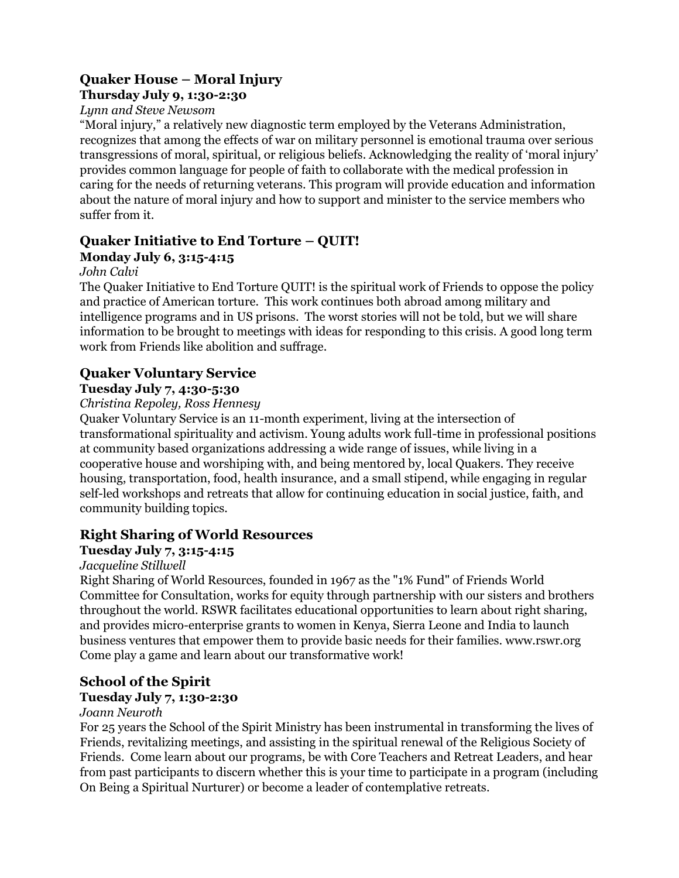## Quaker House – Moral Injury

**Thursday July 9, 1:30-2:30**

*Lynn and Steve Newsom*

"Moral injury," a relatively new diagnostic term employed by the Veterans Administration, recognizes that among the effects of war on military personnel is emotional trauma over serious transgressions of moral, spiritual, or religious beliefs. Acknowledging the reality of 'moral injury' provides common language for people of faith to collaborate with the medical profession in caring for the needs of returning veterans. This program will provide education and information about the nature of moral injury and how to support and minister to the service members who suffer from it.

## Quaker Initiative to End Torture – QUIT!

**Monday July 6, 3:15-4:15**

*John Calvi*

The Quaker Initiative to End Torture QUIT! is the spiritual work of Friends to oppose the policy and practice of American torture. This work continues both abroad among military and intelligence programs and in US prisons. The worst stories will not be told, but we will share information to be brought to meetings with ideas for responding to this crisis. A good long term work from Friends like abolition and suffrage.

## Quaker Voluntary Service

**Tuesday July 7, 4:30-5:30**

*Christina Repoley, Ross Hennesy*

Quaker Voluntary Service is an 11-month experiment, living at the intersection of transformational spirituality and activism. Young adults work full-time in professional positions at community based organizations addressing a wide range of issues, while living in a cooperative house and worshiping with, and being mentored by, local Quakers. They receive housing, transportation, food, health insurance, and a small stipend, while engaging in regular self-led workshops and retreats that allow for continuing education in social justice, faith, and community building topics.

## Right Sharing of World Resources

**Tuesday July 7, 3:15-4:15**

*Jacqueline Stillwell*

Right Sharing of World Resources, founded in 1967 as the "1% Fund" of Friends World Committee for Consultation, works for equity through partnership with our sisters and brothers throughout the world. RSWR facilitates educational opportunities to learn about right sharing, and provides micro-enterprise grants to women in Kenya, Sierra Leone and India to launch business ventures that empower them to provide basic needs for their families. www.rswr.org Come play a game and learn about our transformative work!

## School of the Spirit

**Tuesday July 7, 1:30-2:30**

*Joann Neuroth*

For 25 years the School of the Spirit Ministry has been instrumental in transforming the lives of Friends, revitalizing meetings, and assisting in the spiritual renewal of the Religious Society of Friends. Come learn about our programs, be with Core Teachers and Retreat Leaders, and hear from past participants to discern whether this is your time to participate in a program (including On Being a Spiritual Nurturer) or become a leader of contemplative retreats.